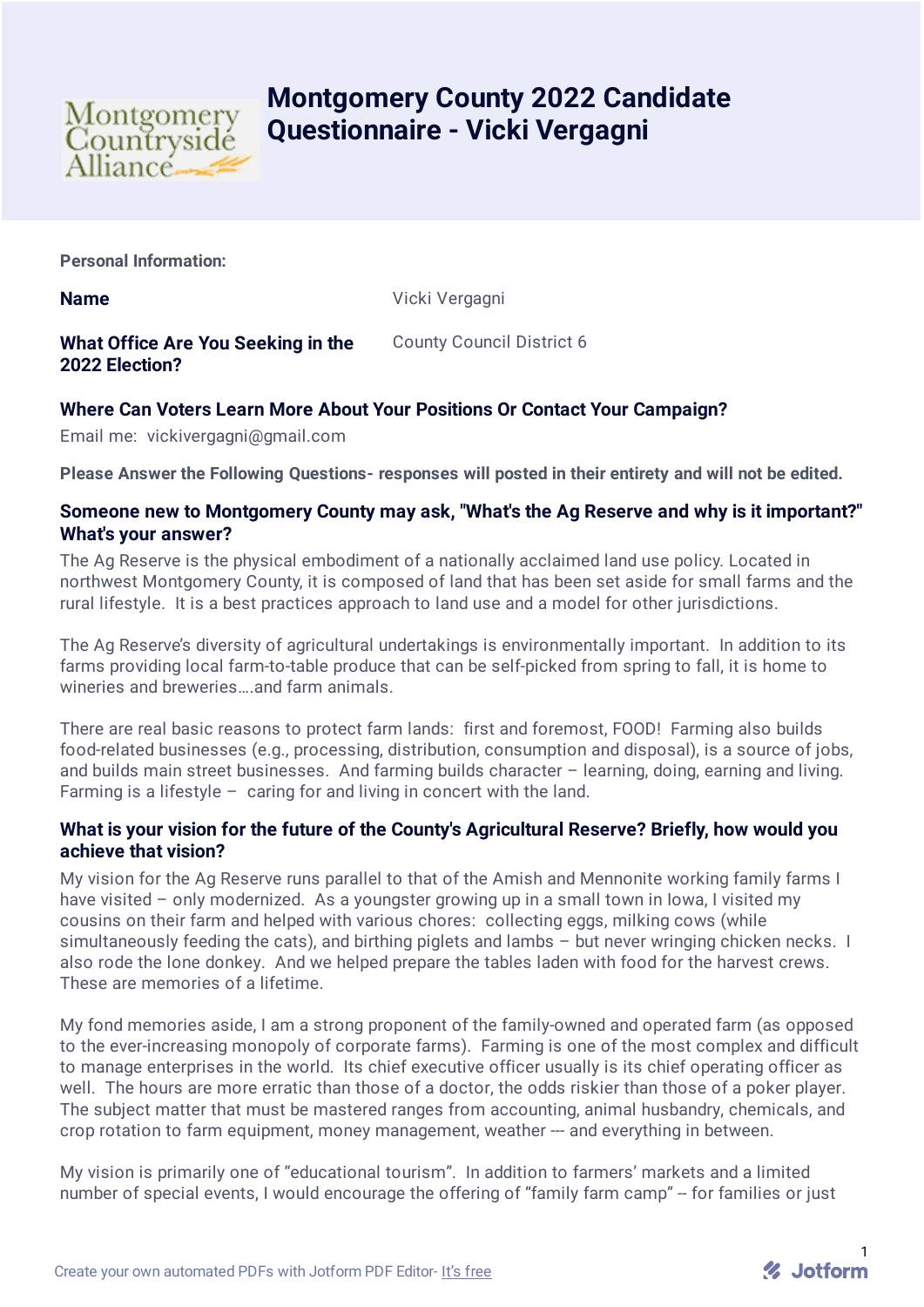# Montgomery County 2022 Candidate Questionnaire - Vicki Vergagni

**Personal Information:**

**Name** Vicki Vergagni

**What Office Are You Seeking in the 2022 Election?** County Council District 6

**Where Can Voters Learn More About Your Positions Or Contact Your Campaign?**

Email me: vickivergagni@gmail.com

**Please Answer the Following Questions- responses will posted in their entirety and will not be edited.**

**Someone new to Montgomery County may ask, "What's the Ag Reserve and why is it important?" What's your answer?**

The Ag Reserve is the physical embodiment of a nationally acclaimed land use policy. Located in northwest Montgomery County, it is composed of land that has been set aside for small farms and the rural lifestyle. It is a best practices approach to land use and a model for other jurisdictions.

The Ag Reserve's diversity of agricultural undertakings is environmentally important. In addition to its farms providing local farm-to-table produce that can be self-picked from spring to fall, it is home to wineries and breweries….and farm animals.

There are real basic reasons to protect farm lands: first and foremost, FOOD! Farming also builds food-related businesses (e.g., processing, distribution, consumption and disposal), is a source of jobs, and builds main street businesses. And farming builds character – learning, doing, earning and living. Farming is a lifestyle – caring for and living in concert with the land.

**What is your vision for the future of the County's Agricultural Reserve? Briefly, how would you achieve that vision?**

My vision for the Ag Reserve runs parallel to that of the Amish and Mennonite working family farms I have visited – only modernized. As a youngster growing up in a small town in Iowa, I visited my cousins on their farm and helped with various chores: collecting eggs, milking cows (while simultaneously feeding the cats), and birthing piglets and lambs – but never wringing chicken necks. I also rode the lone donkey. And we helped prepare the tables laden with food for the harvest crews. These are memories of a lifetime.

My fond memories aside, I am a strong proponent of the family-owned and operated farm (as opposed to the ever-increasing monopoly of corporate farms). Farming is one of the most complex and difficult to manage enterprises in the world. Its chief executive officer usually is its chief operating officer as well. The hours are more erratic than those of a doctor, the odds riskier than those of a poker player. The subject matter that must be mastered ranges from accounting, animal husbandry, chemicals, and crop rotation to farm equipment, money management, weather --- and everything in between.

My vision is primarily one of "educational tourism". In addition to farmers' markets and a limited number of special events, I would encourage the offering of "family farm camp" -- for families or just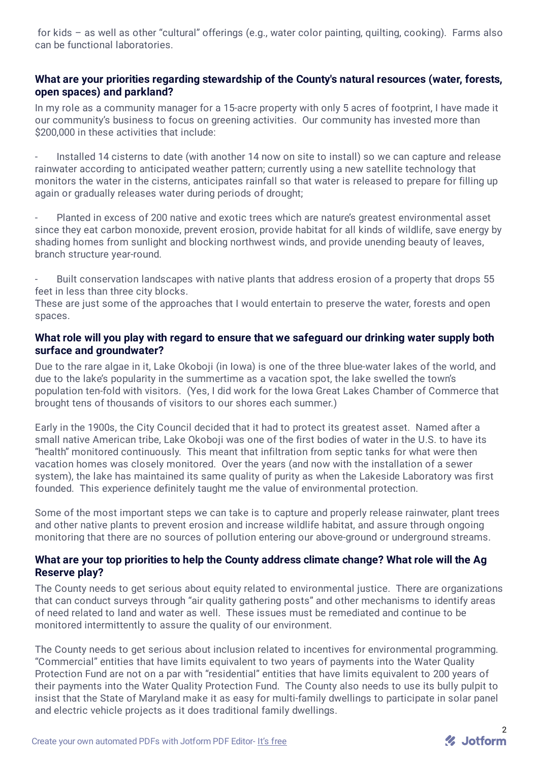for kids – as well as other "cultural" offerings (e.g., water color painting, quilting, cooking). Farms also can be functional laboratories.

**What are your priorities regarding stewardship of the County's natural resources (water, forests, open spaces) and parkland?**

In my role as a community manager for a 15-acre property with only 5 acres of footprint, I have made it our community's business to focus on greening activities. Our community has invested more than $200,000 in these activities that include:

- Installed 14 cisterns to date (with another 14 now on site to install) so we can capture and release rainwater according to anticipated weather pattern; currently using a new satellite technology that monitors the water in the cisterns, anticipates rainfall so that water is released to prepare for filling up again or gradually releases water during periods of drought;

- Planted in excess of 200 native and exotic trees which are nature's greatest environmental asset since they eat carbon monoxide, prevent erosion, provide habitat for all kinds of wildlife, save energy by shading homes from sunlight and blocking northwest winds, and provide unending beauty of leaves, branch structure year-round.

- Built conservation landscapes with native plants that address erosion of a property that drops 55 feet in less than three city blocks.

These are just some of the approaches that I would entertain to preserve the water, forests and open spaces.

**What role will you play with regard to ensure that we safeguard our drinking water supply both surface and groundwater?**

Due to the rare algae in it, Lake Okoboji (in Iowa) is one of the three blue-water lakes of the world, and due to the lake's popularity in the summertime as a vacation spot, the lake swelled the town's population ten-fold with visitors. (Yes, I did work for the Iowa Great Lakes Chamber of Commerce that brought tens of thousands of visitors to our shores each summer.)

Early in the 1900s, the City Council decided that it had to protect its greatest asset. Named after a small native American tribe, Lake Okoboji was one of the first bodies of water in the U.S. to have its "health" monitored continuously. This meant that infiltration from septic tanks for what were then vacation homes was closely monitored. Over the years (and now with the installation of a sewer system), the lake has maintained its same quality of purity as when the Lakeside Laboratory was first founded. This experience definitely taught me the value of environmental protection.

Some of the most important steps we can take is to capture and properly release rainwater, plant trees and other native plants to prevent erosion and increase wildlife habitat, and assure through ongoing monitoring that there are no sources of pollution entering our above-ground or underground streams.

**What are your top priorities to help the County address climate change? What role will the Ag Reserve play?**

The County needs to get serious about equity related to environmental justice. There are organizations that can conduct surveys through "air quality gathering posts" and other mechanisms to identify areas of need related to land and water as well. These issues must be remediated and continue to be monitored intermittently to assure the quality of our environment.

The County needs to get serious about inclusion related to incentives for environmental programming. "Commercial" entities that have limits equivalent to two years of payments into the Water Quality Protection Fund are not on a par with "residential" entities that have limits equivalent to 200 years of their payments into the Water Quality Protection Fund. The County also needs to use its bully pulpit to insist that the State of Maryland make it as easy for multi-family dwellings to participate in solar panel and electric vehicle projects as it does traditional family dwellings.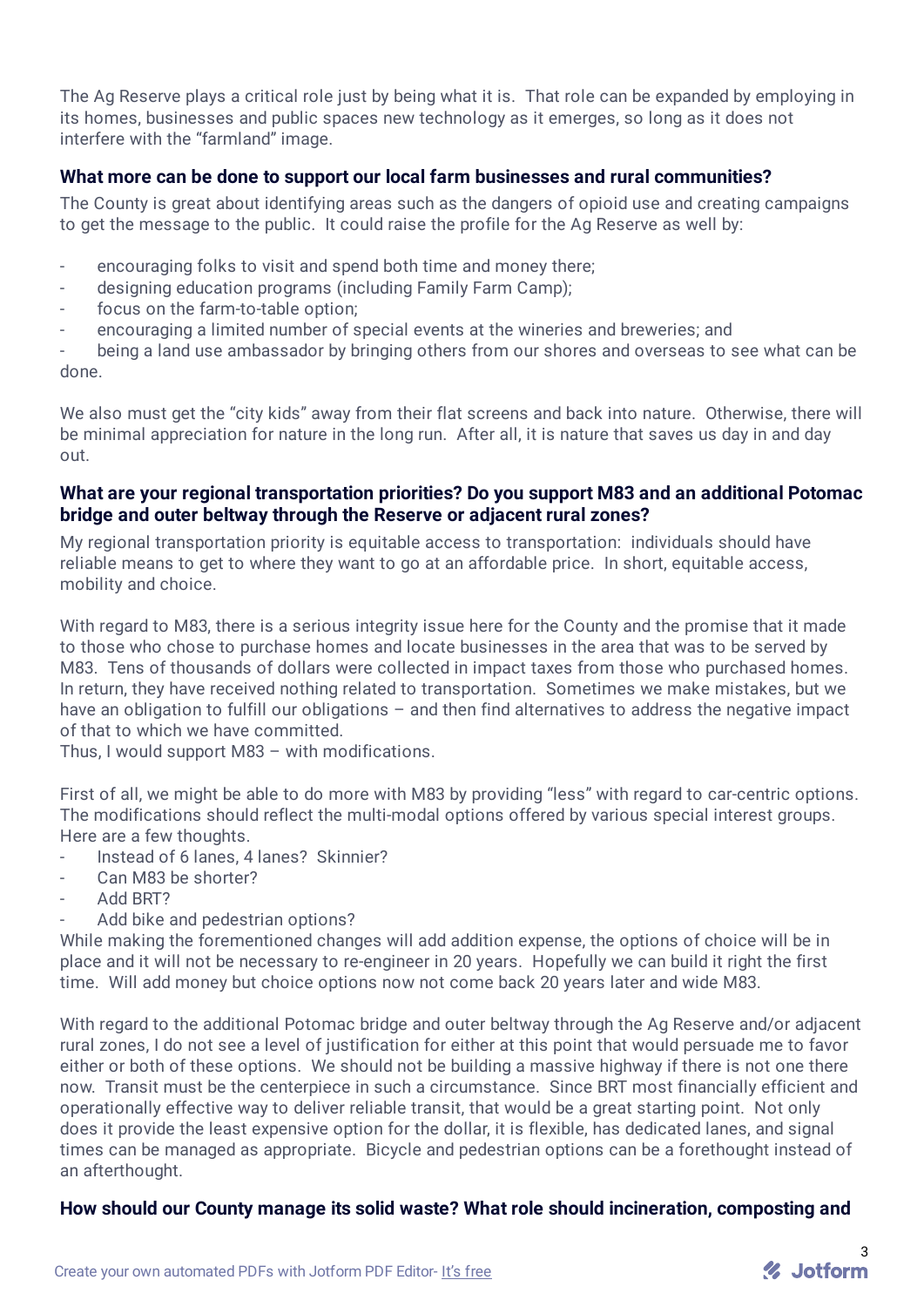The Ag Reserve plays a critical role just by being what it is. That role can be expanded by employing in its homes, businesses and public spaces new technology as it emerges, so long as it does not interfere with the "farmland" image.

### What more can be done to support our local farm businesses and rural communities?

The County is great about identifying areas such as the dangers of opioid use and creating campaigns to get the message to the public. It could raise the profile for the Ag Reserve as well by:

- encouraging folks to visit and spend both time and money there;
- designing education programs (including Family Farm Camp);
- focus on the farm-to-table option;
- encouraging a limited number of special events at the wineries and breweries; and
- being a land use ambassador by bringing others from our shores and overseas to see what can be done.

We also must get the "city kids" away from their flat screens and back into nature. Otherwise, there will be minimal appreciation for nature in the long run. After all, it is nature that saves us day in and day out.

### What are your regional transportation priorities? Do you support M83 and an additional Potomac bridge and outer beltway through the Reserve or adjacent rural zones?

My regional transportation priority is equitable access to transportation: individuals should have reliable means to get to where they want to go at an affordable price. In short, equitable access, mobility and choice.

With regard to M83, there is a serious integrity issue here for the County and the promise that it made to those who chose to purchase homes and locate businesses in the area that was to be served by M83. Tens of thousands of dollars were collected in impact taxes from those who purchased homes. In return, they have received nothing related to transportation. Sometimes we make mistakes, but we have an obligation to fulfill our obligations – and then find alternatives to address the negative impact of that to which we have committed.
Thus, I would support M83 – with modifications.

First of all, we might be able to do more with M83 by providing "less" with regard to car-centric options. The modifications should reflect the multi-modal options offered by various special interest groups. Here are a few thoughts.

- Instead of 6 lanes, 4 lanes? Skinnier?
- Can M83 be shorter?
- Add BRT?
- Add bike and pedestrian options?

While making the forementioned changes will add addition expense, the options of choice will be in place and it will not be necessary to re-engineer in 20 years. Hopefully we can build it right the first time. Will add money but choice options now not come back 20 years later and wide M83.

With regard to the additional Potomac bridge and outer beltway through the Ag Reserve and/or adjacent rural zones, I do not see a level of justification for either at this point that would persuade me to favor either or both of these options. We should not be building a massive highway if there is not one there now. Transit must be the centerpiece in such a circumstance. Since BRT most financially efficient and operationally effective way to deliver reliable transit, that would be a great starting point. Not only does it provide the least expensive option for the dollar, it is flexible, has dedicated lanes, and signal times can be managed as appropriate. Bicycle and pedestrian options can be a forethought instead of an afterthought.

### How should our County manage its solid waste? What role should incineration, composting and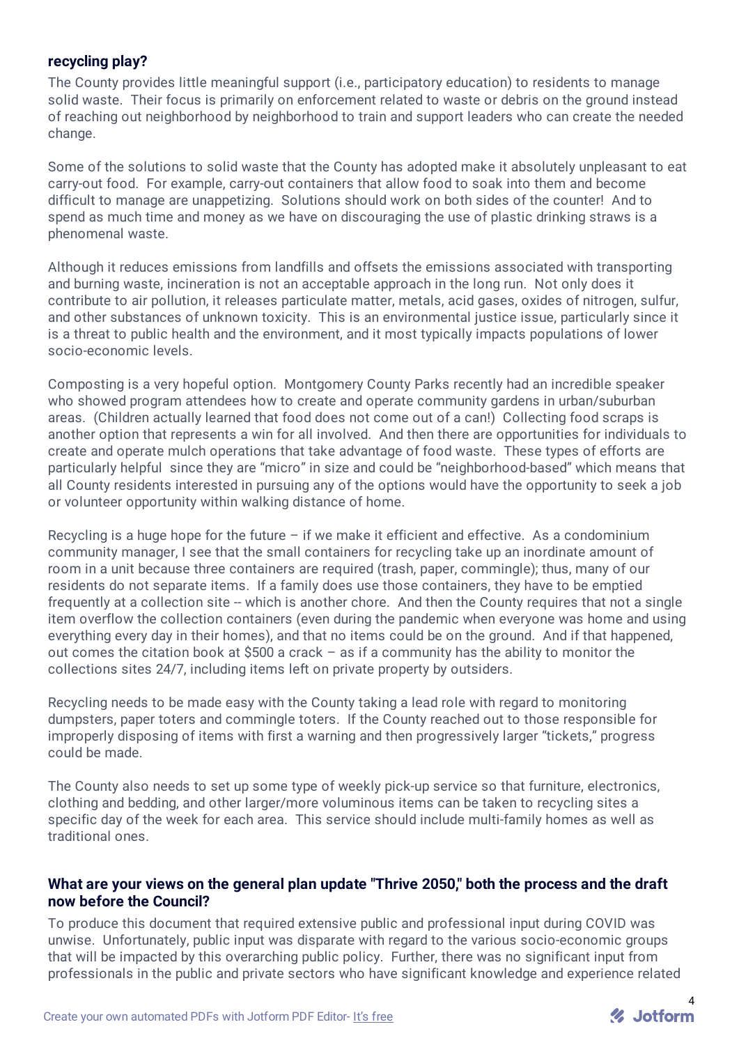**recycling play?**

The County provides little meaningful support (i.e., participatory education) to residents to manage solid waste. Their focus is primarily on enforcement related to waste or debris on the ground instead of reaching out neighborhood by neighborhood to train and support leaders who can create the needed change.

Some of the solutions to solid waste that the County has adopted make it absolutely unpleasant to eat carry-out food. For example, carry-out containers that allow food to soak into them and become difficult to manage are unappetizing. Solutions should work on both sides of the counter! And to spend as much time and money as we have on discouraging the use of plastic drinking straws is a phenomenal waste.

Although it reduces emissions from landfills and offsets the emissions associated with transporting and burning waste, incineration is not an acceptable approach in the long run. Not only does it contribute to air pollution, it releases particulate matter, metals, acid gases, oxides of nitrogen, sulfur, and other substances of unknown toxicity. This is an environmental justice issue, particularly since it is a threat to public health and the environment, and it most typically impacts populations of lower socio-economic levels.

Composting is a very hopeful option. Montgomery County Parks recently had an incredible speaker who showed program attendees how to create and operate community gardens in urban/suburban areas. (Children actually learned that food does not come out of a can!) Collecting food scraps is another option that represents a win for all involved. And then there are opportunities for individuals to create and operate mulch operations that take advantage of food waste. These types of efforts are particularly helpful since they are "micro" in size and could be "neighborhood-based" which means that all County residents interested in pursuing any of the options would have the opportunity to seek a job or volunteer opportunity within walking distance of home.

Recycling is a huge hope for the future – if we make it efficient and effective. As a condominium community manager, I see that the small containers for recycling take up an inordinate amount of room in a unit because three containers are required (trash, paper, commingle); thus, many of our residents do not separate items. If a family does use those containers, they have to be emptied frequently at a collection site -- which is another chore. And then the County requires that not a single item overflow the collection containers (even during the pandemic when everyone was home and using everything every day in their homes), and that no items could be on the ground. And if that happened, out comes the citation book at $500 a crack – as if a community has the ability to monitor the collections sites 24/7, including items left on private property by outsiders.

Recycling needs to be made easy with the County taking a lead role with regard to monitoring dumpsters, paper toters and commingle toters. If the County reached out to those responsible for improperly disposing of items with first a warning and then progressively larger "tickets," progress could be made.

The County also needs to set up some type of weekly pick-up service so that furniture, electronics, clothing and bedding, and other larger/more voluminous items can be taken to recycling sites a specific day of the week for each area. This service should include multi-family homes as well as traditional ones.

**What are your views on the general plan update "Thrive 2050," both the process and the draft now before the Council?**

To produce this document that required extensive public and professional input during COVID was unwise. Unfortunately, public input was disparate with regard to the various socio-economic groups that will be impacted by this overarching public policy. Further, there was no significant input from professionals in the public and private sectors who have significant knowledge and experience related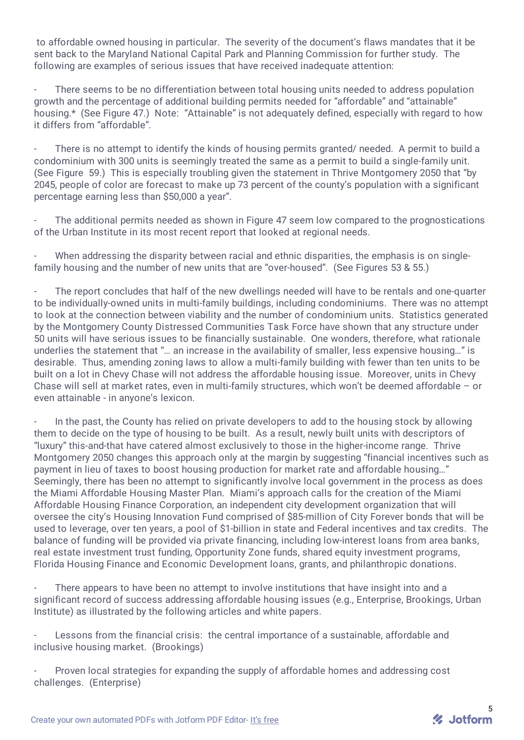to affordable owned housing in particular. The severity of the document's flaws mandates that it be sent back to the Maryland National Capital Park and Planning Commission for further study. The following are examples of serious issues that have received inadequate attention:

- There seems to be no differentiation between total housing units needed to address population growth and the percentage of additional building permits needed for "affordable" and "attainable" housing.* (See Figure 47.) Note: "Attainable" is not adequately defined, especially with regard to how it differs from "affordable".

- There is no attempt to identify the kinds of housing permits granted/ needed. A permit to build a condominium with 300 units is seemingly treated the same as a permit to build a single-family unit. (See Figure 59.) This is especially troubling given the statement in Thrive Montgomery 2050 that "by 2045, people of color are forecast to make up 73 percent of the county's population with a significant percentage earning less than $50,000 a year".

- The additional permits needed as shown in Figure 47 seem low compared to the prognostications of the Urban Institute in its most recent report that looked at regional needs.

- When addressing the disparity between racial and ethnic disparities, the emphasis is on single-family housing and the number of new units that are "over-housed". (See Figures 53 & 55.)

- The report concludes that half of the new dwellings needed will have to be rentals and one-quarter to be individually-owned units in multi-family buildings, including condominiums. There was no attempt to look at the connection between viability and the number of condominium units. Statistics generated by the Montgomery County Distressed Communities Task Force have shown that any structure under 50 units will have serious issues to be financially sustainable. One wonders, therefore, what rationale underlies the statement that "… an increase in the availability of smaller, less expensive housing…" is desirable. Thus, amending zoning laws to allow a multi-family building with fewer than ten units to be built on a lot in Chevy Chase will not address the affordable housing issue. Moreover, units in Chevy Chase will sell at market rates, even in multi-family structures, which won't be deemed affordable – or even attainable - in anyone's lexicon.

- In the past, the County has relied on private developers to add to the housing stock by allowing them to decide on the type of housing to be built. As a result, newly built units with descriptors of "luxury" this-and-that have catered almost exclusively to those in the higher-income range. Thrive Montgomery 2050 changes this approach only at the margin by suggesting "financial incentives such as payment in lieu of taxes to boost housing production for market rate and affordable housing…" Seemingly, there has been no attempt to significantly involve local government in the process as does the Miami Affordable Housing Master Plan. Miami's approach calls for the creation of the Miami Affordable Housing Finance Corporation, an independent city development organization that will oversee the city's Housing Innovation Fund comprised of $85-million of City Forever bonds that will be used to leverage, over ten years, a pool of $1-billion in state and Federal incentives and tax credits. The balance of funding will be provided via private financing, including low-interest loans from area banks, real estate investment trust funding, Opportunity Zone funds, shared equity investment programs, Florida Housing Finance and Economic Development loans, grants, and philanthropic donations.

- There appears to have been no attempt to involve institutions that have insight into and a significant record of success addressing affordable housing issues (e.g., Enterprise, Brookings, Urban Institute) as illustrated by the following articles and white papers.

- Lessons from the financial crisis: the central importance of a sustainable, affordable and inclusive housing market. (Brookings)

- Proven local strategies for expanding the supply of affordable homes and addressing cost challenges. (Enterprise)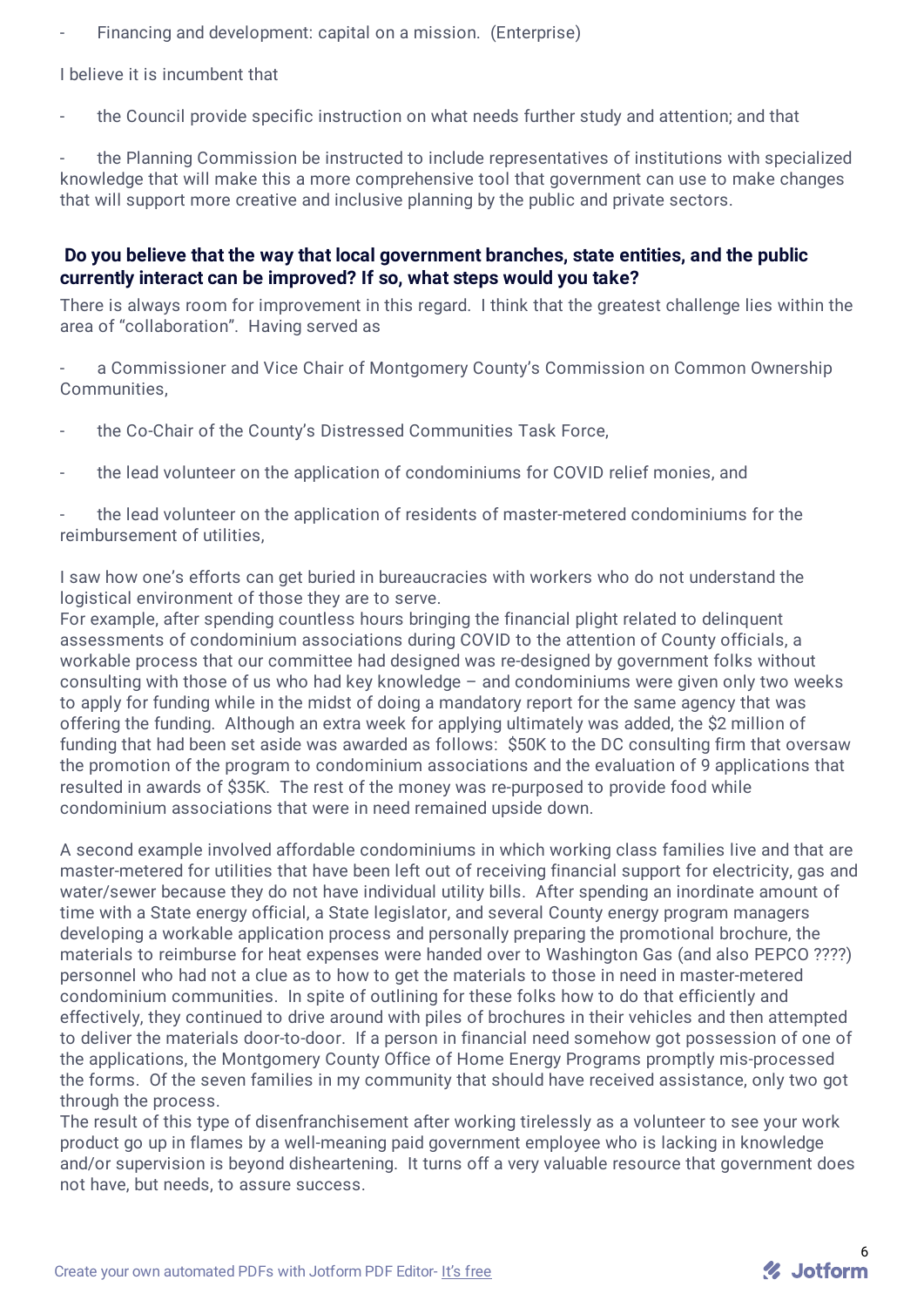- Financing and development: capital on a mission. (Enterprise)

I believe it is incumbent that

- the Council provide specific instruction on what needs further study and attention; and that

- the Planning Commission be instructed to include representatives of institutions with specialized knowledge that will make this a more comprehensive tool that government can use to make changes that will support more creative and inclusive planning by the public and private sectors.

### Do you believe that the way that local government branches, state entities, and the public currently interact can be improved? If so, what steps would you take?

There is always room for improvement in this regard. I think that the greatest challenge lies within the area of "collaboration". Having served as

- a Commissioner and Vice Chair of Montgomery County's Commission on Common Ownership Communities,

- the Co-Chair of the County's Distressed Communities Task Force,

- the lead volunteer on the application of condominiums for COVID relief monies, and

- the lead volunteer on the application of residents of master-metered condominiums for the reimbursement of utilities,

I saw how one's efforts can get buried in bureaucracies with workers who do not understand the logistical environment of those they are to serve.
For example, after spending countless hours bringing the financial plight related to delinquent assessments of condominium associations during COVID to the attention of County officials, a workable process that our committee had designed was re-designed by government folks without consulting with those of us who had key knowledge – and condominiums were given only two weeks to apply for funding while in the midst of doing a mandatory report for the same agency that was offering the funding. Although an extra week for applying ultimately was added, the $2 million of funding that had been set aside was awarded as follows: $50K to the DC consulting firm that oversaw the promotion of the program to condominium associations and the evaluation of 9 applications that resulted in awards of $35K. The rest of the money was re-purposed to provide food while condominium associations that were in need remained upside down.

A second example involved affordable condominiums in which working class families live and that are master-metered for utilities that have been left out of receiving financial support for electricity, gas and water/sewer because they do not have individual utility bills. After spending an inordinate amount of time with a State energy official, a State legislator, and several County energy program managers developing a workable application process and personally preparing the promotional brochure, the materials to reimburse for heat expenses were handed over to Washington Gas (and also PEPCO ????) personnel who had not a clue as to how to get the materials to those in need in master-metered condominium communities. In spite of outlining for these folks how to do that efficiently and effectively, they continued to drive around with piles of brochures in their vehicles and then attempted to deliver the materials door-to-door. If a person in financial need somehow got possession of one of the applications, the Montgomery County Office of Home Energy Programs promptly mis-processed the forms. Of the seven families in my community that should have received assistance, only two got through the process.
The result of this type of disenfranchisement after working tirelessly as a volunteer to see your work product go up in flames by a well-meaning paid government employee who is lacking in knowledge and/or supervision is beyond disheartening. It turns off a very valuable resource that government does not have, but needs, to assure success.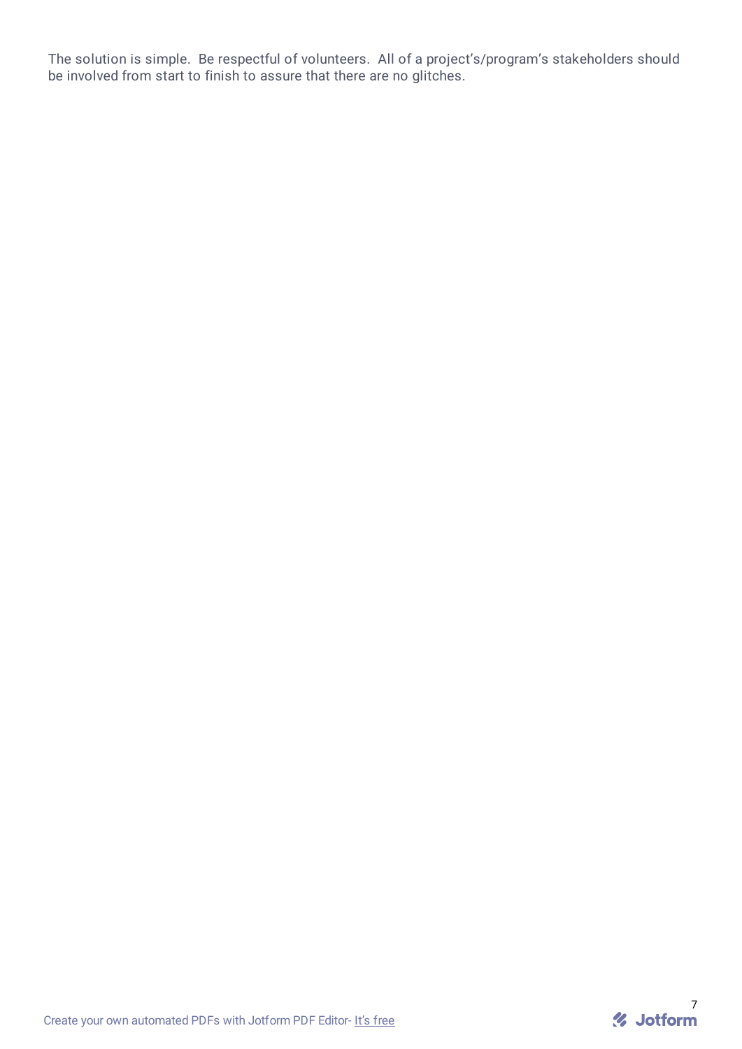The solution is simple.  Be respectful of volunteers.  All of a project's/program's stakeholders should be involved from start to finish to assure that there are no glitches.